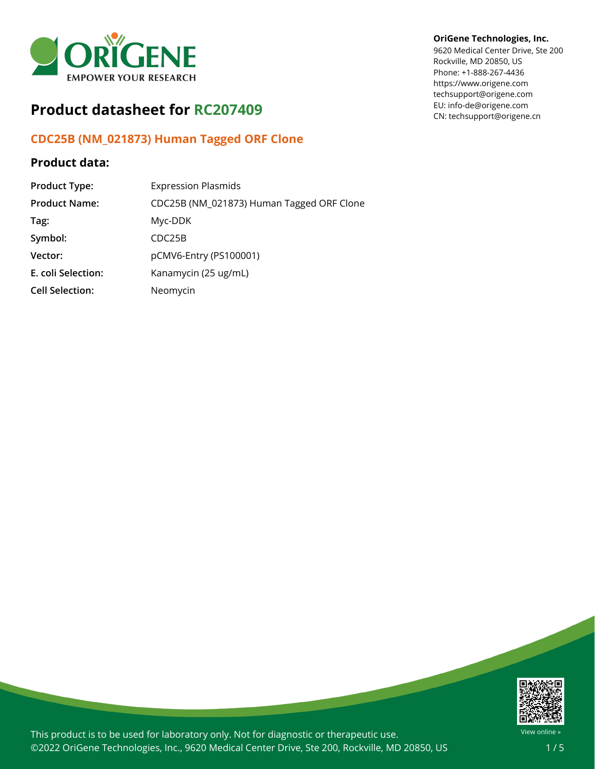**OriGene Technologies, Inc.**
9620 Medical Center Drive, Ste 200
Rockville, MD 20850, US
Phone: +1-888-267-4436
https://www.origene.com
techsupport@origene.com
EU: info-de@origene.com
CN: techsupport@origene.cn

# Product datasheet for RC207409

## CDC25B (NM_021873) Human Tagged ORF Clone

### Product data:

| | |
|---|---|
| **Product Type:** | Expression Plasmids |
| **Product Name:** | CDC25B (NM_021873) Human Tagged ORF Clone |
| **Tag:** | Myc-DDK |
| **Symbol:** | CDC25B |
| **Vector:** | pCMV6-Entry (PS100001) |
| **E. coli Selection:** | Kanamycin (25 ug/mL) |
| **Cell Selection:** | Neomycin |

This product is to be used for laboratory only. Not for diagnostic or therapeutic use.
©2022 OriGene Technologies, Inc., 9620 Medical Center Drive, Ste 200, Rockville, MD 20850, US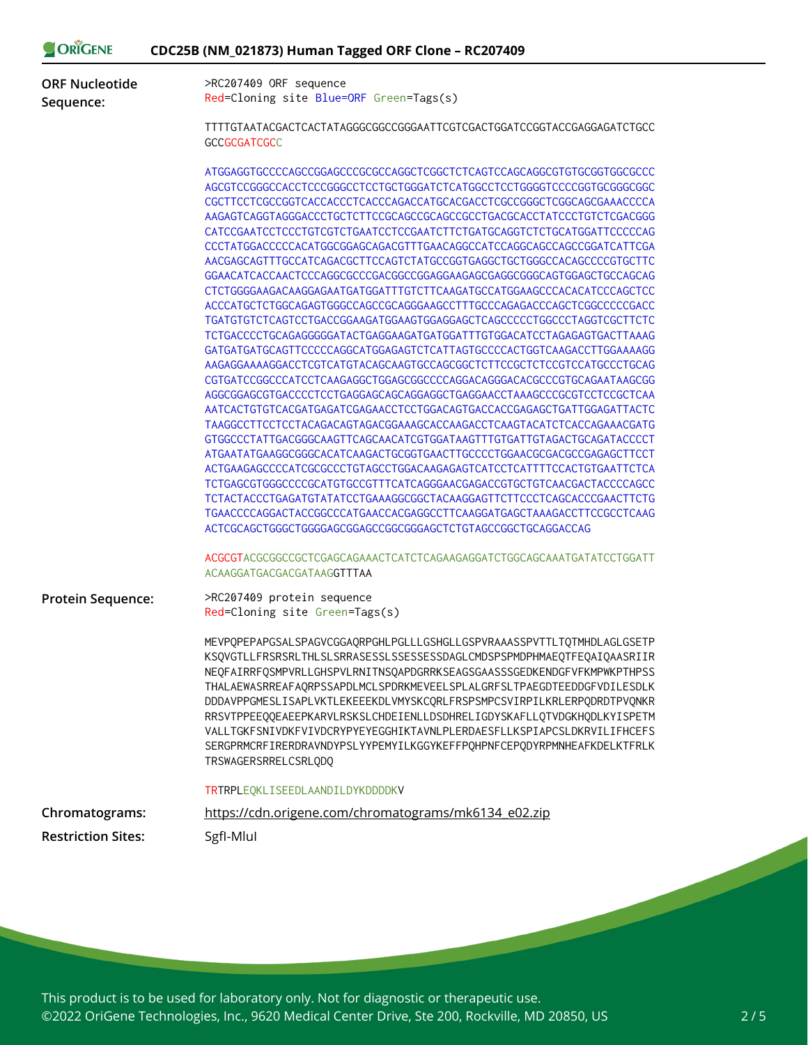**ORF Nucleotide Sequence:**

```
>RC207409 ORF sequence
Red=Cloning site Blue=ORF Green=Tags(s)

TTTTGTAATACGACTCACTATAGGGCGGCCGGGAATTCGTCGACTGGATCCGGTACCGAGGAGATCTGCC
GCCGCGATCGCC

ATGGAGGTGCCCCAGCCGGAGCCCGCGCCAGGCTCGGCTCTCAGTCCAGCAGGCGTGTGCGGTGGCGCCC
AGCGTCCGGGCCACCTCCCGGGCCTCCTGCTGGGATCTCATGGCCTCCTGGGGTCCCCGGTGCGGGCGGC
CGCTTCCTCGCCGGTCACCACCCTCACCCAGACCATGCACGACCTCGCCGGGCTCGGCAGCGAAACCCCA
AAGAGTCAGGTAGGGACCCTGCTCTTCCGCAGCCGCAGCCGCCTGACGCACCTATCCCTGTCTCGACGGG
CATCCGAATCCTCCCTGTCGTCTGAATCCTCCGAATCTTCTGATGCAGGTCTCTGCATGGATTCCCCCAG
CCCTATGGACCCCCACATGGCGGAGCAGACGTTTGAACAGGCCATCCAGGCAGCCAGCCGGATCATTCGA
AACGAGCAGTTTGCCATCAGACGCTTCCAGTCTATGCCGGTGAGGCTGCTGGGCCACAGCCCCGTGCTTC
GGAACATCACCAACTCCCAGGCGCCCGACGGCCGGAGGAAGAGCGAGGCGGGCAGTGGAGCTGCCAGCAG
CTCTGGGGAAGACAAGGAGAATGATGGATTTGTCTTCAAGATGCCATGGAAGCCCACACATCCCAGCTCC
ACCCATGCTCTGGCAGAGTGGGCCAGCCGCAGGGAAGCCTTTGCCCAGAGACCCAGCTCGGCCCCCGACC
TGATGTGTCTCAGTCCTGACCGGAAGATGGAAGTGGAGGAGCTCAGCCCCCTGGCCCTAGGTCGCTTCTC
TCTGACCCCTGCAGAGGGGGATACTGAGGAAGATGATGGATTTGTGGACATCCTAGAGAGTGACTTAAAG
GATGATGATGCAGTTCCCCCAGGCATGGAGAGTCTCATTAGTGCCCCACTGGTCAAGACCTTGGAAAAGG
AAGAGGAAAAGGACCTCGTCATGTACAGCAAGTGCCAGCGGCTCTTCCGCTCTCCGTCCATGCCCTGCAG
CGTGATCCGGCCCATCCTCAAGAGGCTGGAGCGGCCCCAGGACAGGGACACGCCCGTGCAGAATAAGCGG
AGGCGGAGCGTGACCCCTCCTGAGGAGCAGCAGGAGGCTGAGGAACCTAAAGCCCGCGTCCTCCGCTCAA
AATCACTGTGTCACGATGAGATCGAGAACCTCCTGGACAGTGACCACCGAGAGCTGATTGGAGATTACTC
TAAGGCCTTCCTCCTACAGACAGTAGACGGAAAGCACCAAGACCTCAAGTACATCTCACCAGAAACGATG
GTGGCCCTATTGACGGGCAAGTTCAGCAACATCGTGGATAAGTTTGTGATTGTAGACTGCAGATACCCCT
ATGAATATGAAGGCGGGCACATCAAGACTGCGGTGAACTTGCCCCTGGAACGCGACGCCGAGAGCTTCCT
ACTGAAGAGCCCCATCGCGCCCTGTAGCCTGGACAAGAGAGTCATCCTCATTTTCCACTGTGAATTCTCA
TCTGAGCGTGGGCCCCGCATGTGCCGTTTCATCAGGGAACGAGACCGTGCTGTCAACGACTACCCCAGCC
TCTACTACCCTGAGATGTATATCCTGAAAGGCGGCTACAAGGAGTTCTTCCCTCAGCACCCGAACTTCTG
TGAACCCCAGGACTACCGGCCCATGAACCACGAGGCCTTCAAGGATGAGCTAAAGACCTTCCGCCTCAAG
ACTCGCAGCTGGGCTGGGGAGCGGAGCCGGCGGGAGCTCTGTAGCCGGCTGCAGGACCAG

ACGCGTACGCGGCCGCTCGAGCAGAAACTCATCTCAGAAGAGGATCTGGCAGCAAATGATATCCTGGATT
ACAAGGATGACGACGATAAGGTTTAA
```

**Protein Sequence:**

```
>RC207409 protein sequence
Red=Cloning site Green=Tags(s)

MEVPQPEPAPGSALSPAGVCGGAQRPGHLPGLLLGSHGLLGSPVRAAASSPVTTLTQTMHDLAGLGSETP
KSQVGTLLFRSRSRLTHLSLSRRASESSLSSESSESSDAGLCMDSPSPMDPHMAEQTFEQAIQAASRIIR
NEQFAIRRFQSMPVRLLGHSPVLRNITNSQAPDGRRKSEAGSGAASSSGEDKENDGFVFKMPWKPTHPSS
THALAEWASRREAFAQRPSSAPDLMCLSPDRKMEVEELSPLALGRFSLTPAEGDTEEDDGFVDILESDLK
DDDAVPPGMESLISAPLVKTLEKEEEKDLVMYSKCQRLFRSPSMPCSVIRPILKRLERPQDRDTPVQNKR
RRSVTPPEEQQEAEEPKARVLRSKSLCHDEIENLLDSDHRELIGDYSKAFLLQTVDGKHQDLKYISPETM
VALLTGKFSNIVDKFVIVDCRYPYEYEGGHIKTAVNLPLERDAESFLLKSPIAPCSLDKRVILIFHCEFS
SERGPRMCRFIRERDRAVNDYPSLYYPEMYILKGGYKEFFPQHPNFCEPQDYRPMNHEAFKDELKTFRLK
TRSWAGERSRRELCSRLQDQ

TRTRPLEQKLISEEDLAANDILDYKDDDDKV
```

**Chromatograms:** https://cdn.origene.com/chromatograms/mk6134_e02.zip

**Restriction Sites:** SgfI-MluI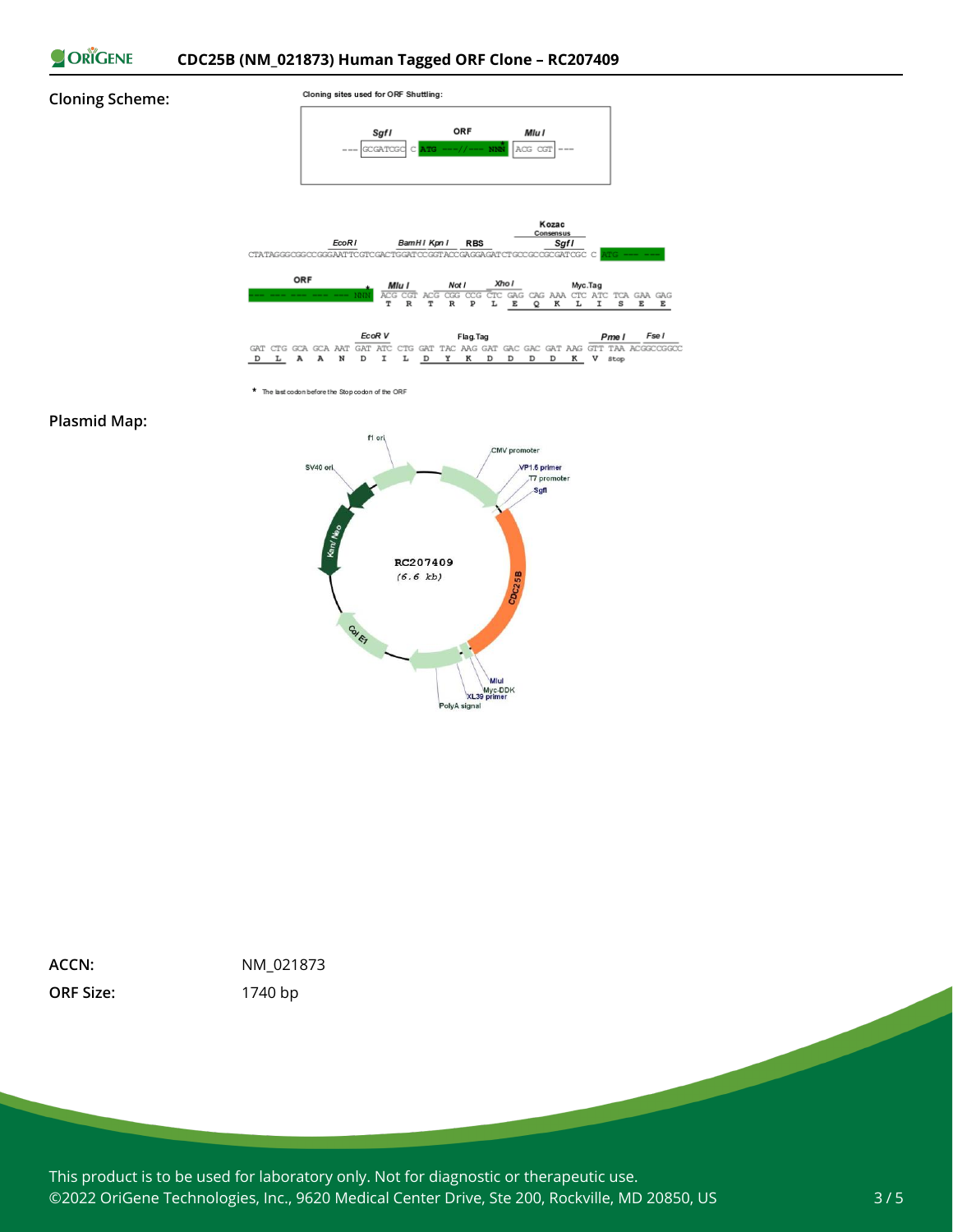**Cloning Scheme:**

Cloning sites used for ORF Shuttling:

```
      SgfI            ORF              MluI
--- GCGATCGC C ATG ---//--- NNN  ACG CGT ---
```

```
                     EcoRI          BamHI KpnI   RBS         Kozac Consensus  SgfI
CTATAGGGCGGCCGGGAATTCGTCGACTGGATCCGGTACCGAGGAGATCTGCCGCCGCGATCGC C ATG --- ---

ORF                         MluI        NotI     XhoI            Myc.Tag
--- --- --- --- --- NNN*  ACG CGT ACG CGG CCG CTC GAG CAG AAA CTC ATC TCA GAA GAG
                           T   R   T   R   P   L   E   Q   K   L   I   S   E   E

                           EcoRV                   Flag.Tag                          PmeI       FseI
GAT CTG GCA GCA AAT GAT ATC CTG GAT TAC AAG GAT GAC GAC GAT AAG GTT TAA ACGGCCGGCC
 D   L   A   A   N   D   I   L   D   Y   K   D   D   D   D   K   V  stop
```

\* The last codon before the Stop codon of the ORF

**Plasmid Map:**

RC207409 (6.6 kb)

Features: f1 ori, CMV promoter, VP1.5 primer, T7 promoter, SgfI, CDC25B, MluI, Myc-DDK, XL39 primer, PolyA signal, Col E1, Kan/ Neo, SV40 ori

**ACCN:** NM_021873

**ORF Size:** 1740 bp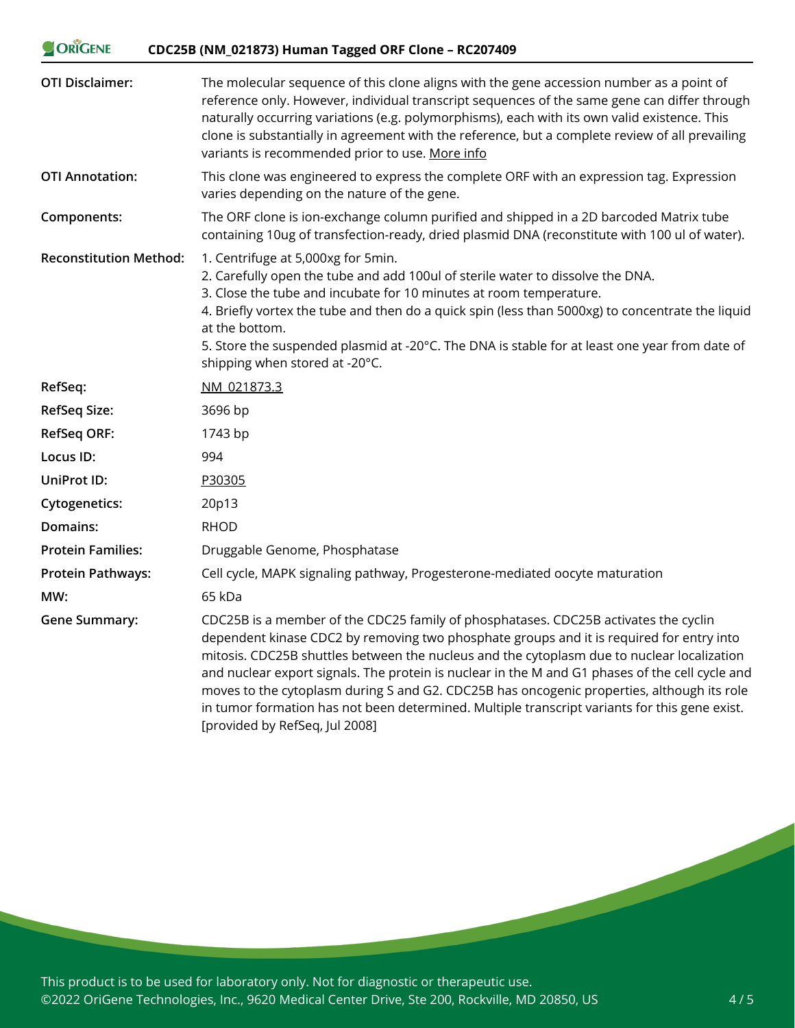| | |
|---|---|
| **OTI Disclaimer:** | The molecular sequence of this clone aligns with the gene accession number as a point of reference only. However, individual transcript sequences of the same gene can differ through naturally occurring variations (e.g. polymorphisms), each with its own valid existence. This clone is substantially in agreement with the reference, but a complete review of all prevailing variants is recommended prior to use. More info |
| **OTI Annotation:** | This clone was engineered to express the complete ORF with an expression tag. Expression varies depending on the nature of the gene. |
| **Components:** | The ORF clone is ion-exchange column purified and shipped in a 2D barcoded Matrix tube containing 10ug of transfection-ready, dried plasmid DNA (reconstitute with 100 ul of water). |
| **Reconstitution Method:** | 1. Centrifuge at 5,000xg for 5min.<br>2. Carefully open the tube and add 100ul of sterile water to dissolve the DNA.<br>3. Close the tube and incubate for 10 minutes at room temperature.<br>4. Briefly vortex the tube and then do a quick spin (less than 5000xg) to concentrate the liquid at the bottom.<br>5. Store the suspended plasmid at -20°C. The DNA is stable for at least one year from date of shipping when stored at -20°C. |
| **RefSeq:** | NM_021873.3 |
| **RefSeq Size:** | 3696 bp |
| **RefSeq ORF:** | 1743 bp |
| **Locus ID:** | 994 |
| **UniProt ID:** | P30305 |
| **Cytogenetics:** | 20p13 |
| **Domains:** | RHOD |
| **Protein Families:** | Druggable Genome, Phosphatase |
| **Protein Pathways:** | Cell cycle, MAPK signaling pathway, Progesterone-mediated oocyte maturation |
| **MW:** | 65 kDa |
| **Gene Summary:** | CDC25B is a member of the CDC25 family of phosphatases. CDC25B activates the cyclin dependent kinase CDC2 by removing two phosphate groups and it is required for entry into mitosis. CDC25B shuttles between the nucleus and the cytoplasm due to nuclear localization and nuclear export signals. The protein is nuclear in the M and G1 phases of the cell cycle and moves to the cytoplasm during S and G2. CDC25B has oncogenic properties, although its role in tumor formation has not been determined. Multiple transcript variants for this gene exist. [provided by RefSeq, Jul 2008] |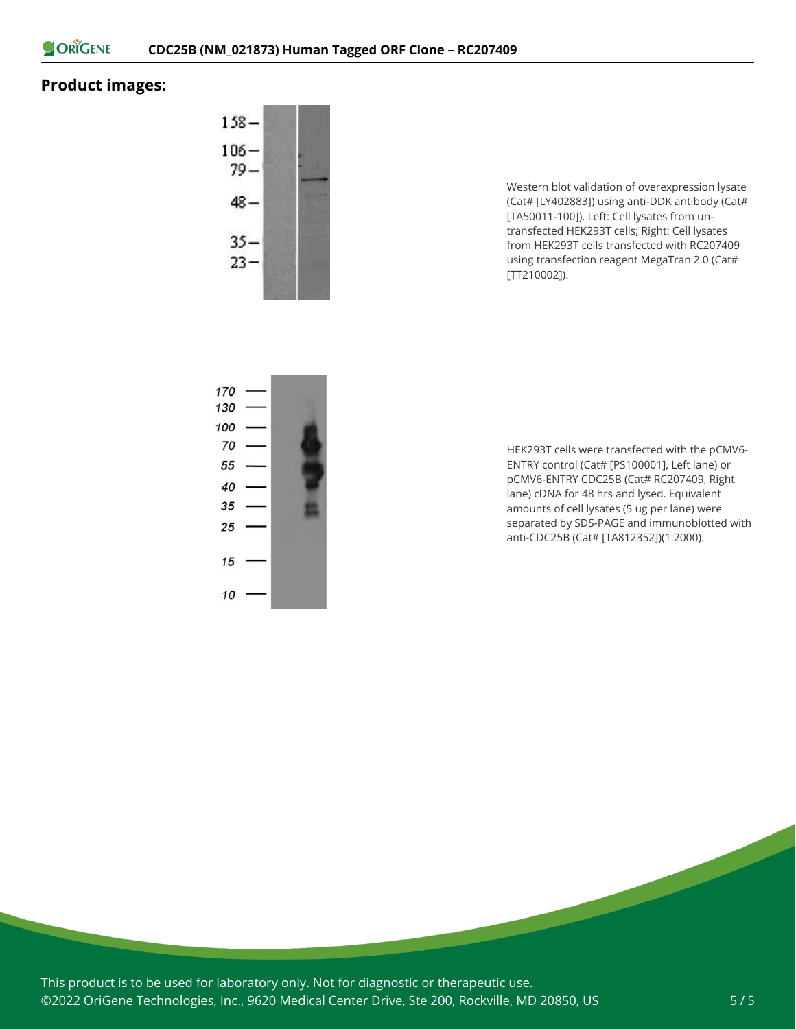## Product images:

158 –
106 –
79 –
48 –
35 –
23 –

Western blot validation of overexpression lysate (Cat# [LY402883]) using anti-DDK antibody (Cat# [TA50011-100]). Left: Cell lysates from un-transfected HEK293T cells; Right: Cell lysates from HEK293T cells transfected with RC207409 using transfection reagent MegaTran 2.0 (Cat# [TT210002]).

170
130
100
70
55
40
35
25
15
10

HEK293T cells were transfected with the pCMV6-ENTRY control (Cat# [PS100001], Left lane) or pCMV6-ENTRY CDC25B (Cat# RC207409, Right lane) cDNA for 48 hrs and lysed. Equivalent amounts of cell lysates (5 ug per lane) were separated by SDS-PAGE and immunoblotted with anti-CDC25B (Cat# [TA812352])(1:2000).

This product is to be used for laboratory only. Not for diagnostic or therapeutic use.
©2022 OriGene Technologies, Inc., 9620 Medical Center Drive, Ste 200, Rockville, MD 20850, US